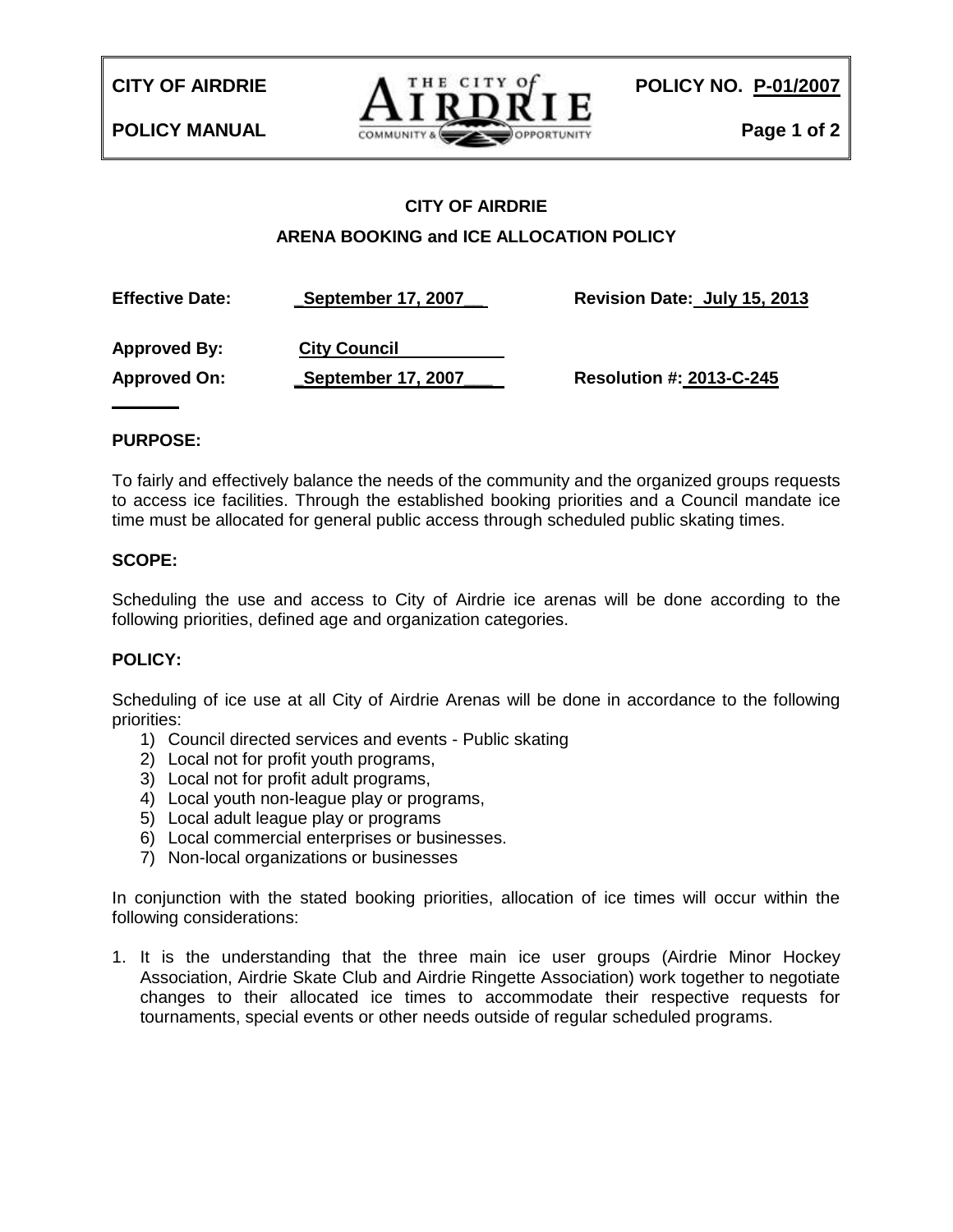# CITY OF AIRDRIE

## ARENA BOOKING and ICE ALLOCATION POLICY

**Policy No.** P-01/2007

| | | | |
|---|---|---|---|
| **Effective Date:** | September 17, 2007 | **Revision Date:** | July 15, 2013 |
| **Approved By:** | City Council | | |
| **Approved On:** | September 17, 2007 | **Resolution #:** | 2013-C-245 |

### PURPOSE:

To fairly and effectively balance the needs of the community and the organized groups requests to access ice facilities. Through the established booking priorities and a Council mandate ice time must be allocated for general public access through scheduled public skating times.

### SCOPE:

Scheduling the use and access to City of Airdrie ice arenas will be done according to the following priorities, defined age and organization categories.

### POLICY:

Scheduling of ice use at all City of Airdrie Arenas will be done in accordance to the following priorities:

1) Council directed services and events - Public skating
2) Local not for profit youth programs,
3) Local not for profit adult programs,
4) Local youth non-league play or programs,
5) Local adult league play or programs
6) Local commercial enterprises or businesses.
7) Non-local organizations or businesses

In conjunction with the stated booking priorities, allocation of ice times will occur within the following considerations:

1. It is the understanding that the three main ice user groups (Airdrie Minor Hockey Association, Airdrie Skate Club and Airdrie Ringette Association) work together to negotiate changes to their allocated ice times to accommodate their respective requests for tournaments, special events or other needs outside of regular scheduled programs.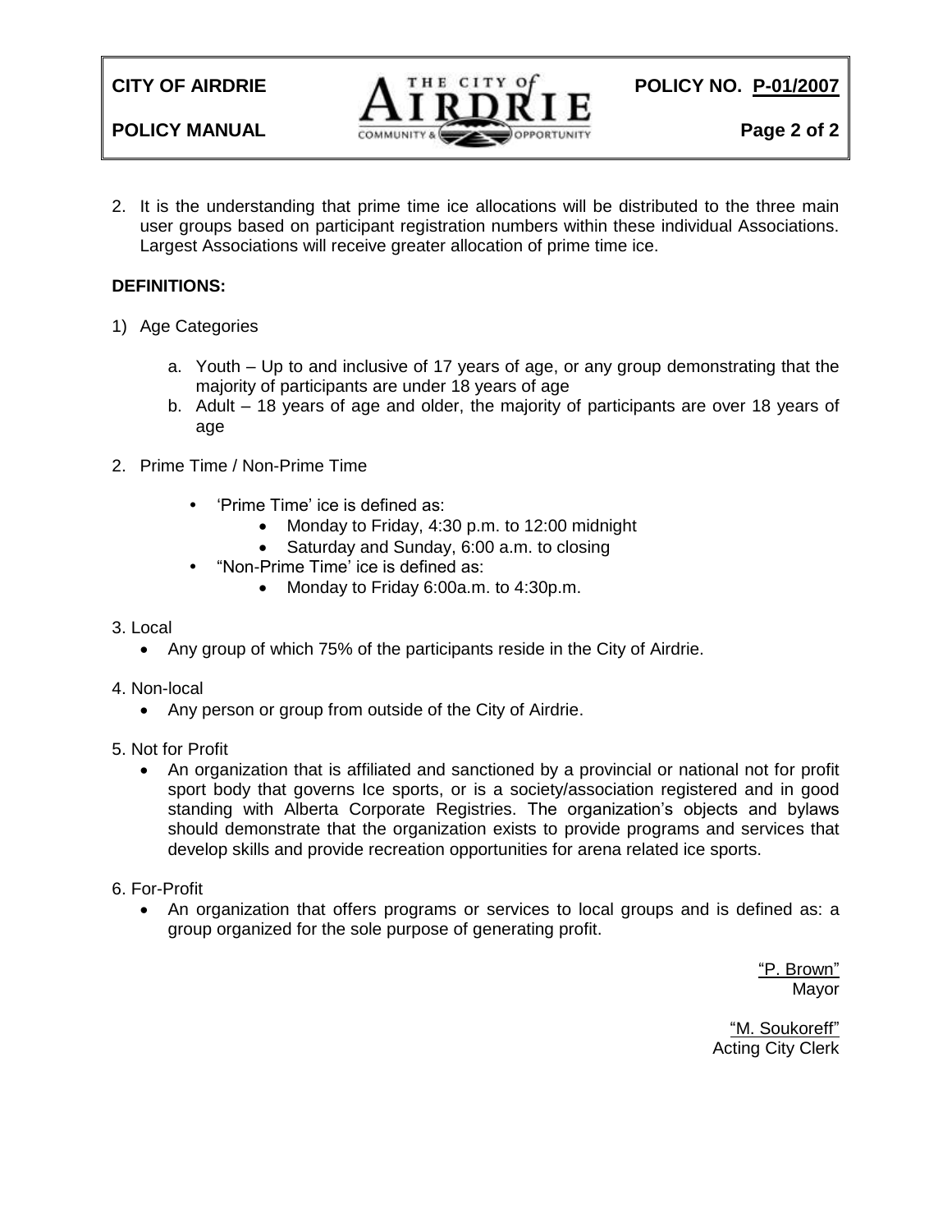2. It is the understanding that prime time ice allocations will be distributed to the three main user groups based on participant registration numbers within these individual Associations. Largest Associations will receive greater allocation of prime time ice.

**DEFINITIONS:**

1) Age Categories

   a. Youth – Up to and inclusive of 17 years of age, or any group demonstrating that the majority of participants are under 18 years of age
   b. Adult – 18 years of age and older, the majority of participants are over 18 years of age

2. Prime Time / Non-Prime Time

   - 'Prime Time' ice is defined as:
     - Monday to Friday, 4:30 p.m. to 12:00 midnight
     - Saturday and Sunday, 6:00 a.m. to closing
   - "Non-Prime Time' ice is defined as:
     - Monday to Friday 6:00a.m. to 4:30p.m.

3. Local
   - Any group of which 75% of the participants reside in the City of Airdrie.

4. Non-local
   - Any person or group from outside of the City of Airdrie.

5. Not for Profit
   - An organization that is affiliated and sanctioned by a provincial or national not for profit sport body that governs Ice sports, or is a society/association registered and in good standing with Alberta Corporate Registries. The organization's objects and bylaws should demonstrate that the organization exists to provide programs and services that develop skills and provide recreation opportunities for arena related ice sports.

6. For-Profit
   - An organization that offers programs or services to local groups and is defined as: a group organized for the sole purpose of generating profit.

"P. Brown"
Mayor

"M. Soukoreff"
Acting City Clerk